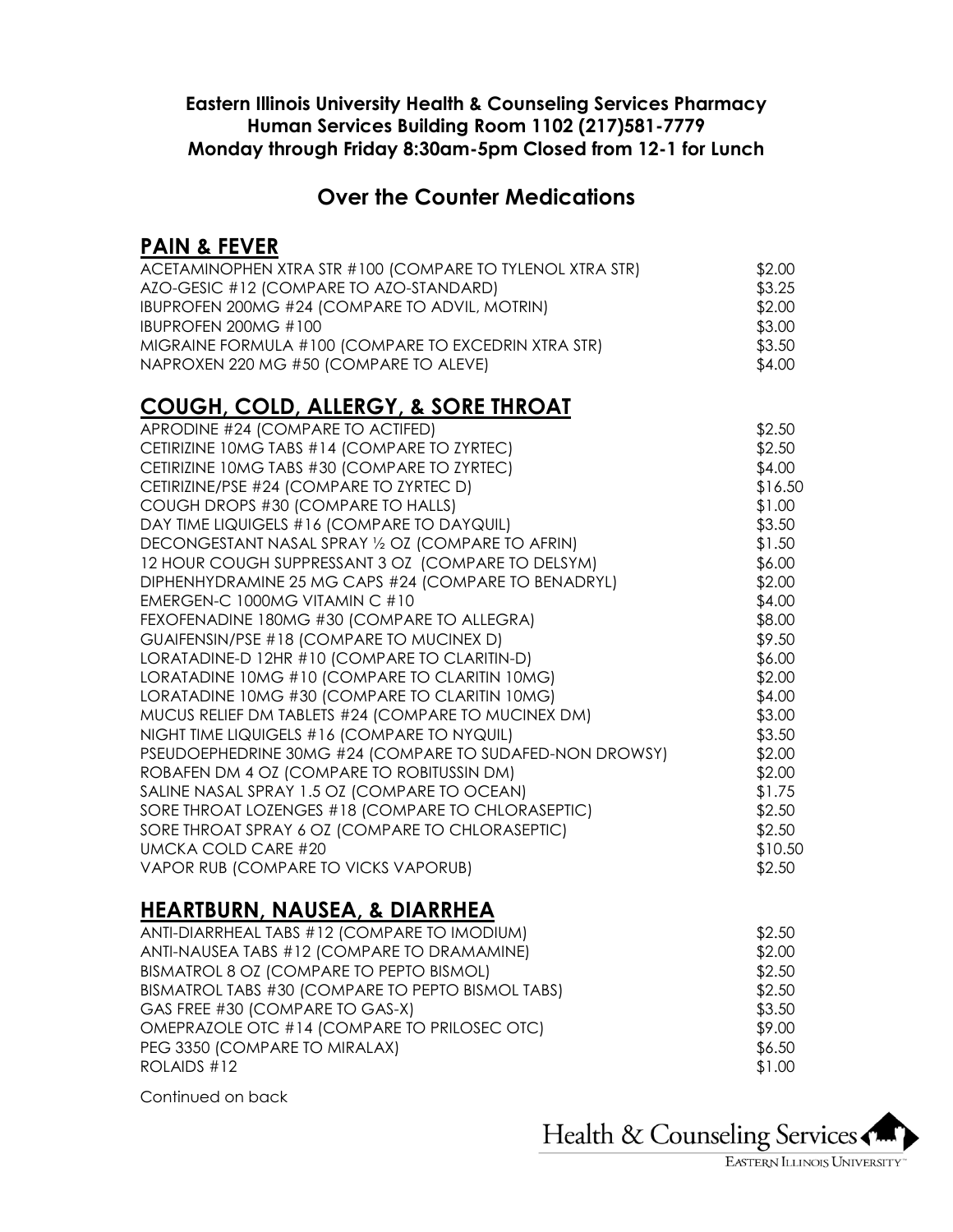**Eastern Illinois University Health & Counseling Services Pharmacy**
**Human Services Building Room 1102 (217)581-7779**
**Monday through Friday 8:30am-5pm Closed from 12-1 for Lunch**

# Over the Counter Medications

## PAIN & FEVER

| | |
|---|---|
| ACETAMINOPHEN XTRA STR #100 (COMPARE TO TYLENOL XTRA STR) | $2.00 |
| AZO-GESIC #12 (COMPARE TO AZO-STANDARD) | $3.25 |
| IBUPROFEN 200MG #24 (COMPARE TO ADVIL, MOTRIN) | $2.00 |
| IBUPROFEN 200MG #100 | $3.00 |
| MIGRAINE FORMULA #100 (COMPARE TO EXCEDRIN XTRA STR) | $3.50 |
| NAPROXEN 220 MG #50 (COMPARE TO ALEVE) | $4.00 |

## COUGH, COLD, ALLERGY, & SORE THROAT

| | |
|---|---|
| APRODINE #24 (COMPARE TO ACTIFED) | $2.50 |
| CETIRIZINE 10MG TABS #14 (COMPARE TO ZYRTEC) | $2.50 |
| CETIRIZINE 10MG TABS #30 (COMPARE TO ZYRTEC) | $4.00 |
| CETIRIZINE/PSE #24 (COMPARE TO ZYRTEC D) | $16.50 |
| COUGH DROPS #30 (COMPARE TO HALLS) | $1.00 |
| DAY TIME LIQUIGELS #16 (COMPARE TO DAYQUIL) | $3.50 |
| DECONGESTANT NASAL SPRAY ½ OZ (COMPARE TO AFRIN) | $1.50 |
| 12 HOUR COUGH SUPPRESSANT 3 OZ (COMPARE TO DELSYM) | $6.00 |
| DIPHENHYDRAMINE 25 MG CAPS #24 (COMPARE TO BENADRYL) | $2.00 |
| EMERGEN-C 1000MG VITAMIN C #10 | $4.00 |
| FEXOFENADINE 180MG #30 (COMPARE TO ALLEGRA) | $8.00 |
| GUAIFENSIN/PSE #18 (COMPARE TO MUCINEX D) | $9.50 |
| LORATADINE-D 12HR #10 (COMPARE TO CLARITIN-D) | $6.00 |
| LORATADINE 10MG #10 (COMPARE TO CLARITIN 10MG) | $2.00 |
| LORATADINE 10MG #30 (COMPARE TO CLARITIN 10MG) | $4.00 |
| MUCUS RELIEF DM TABLETS #24 (COMPARE TO MUCINEX DM) | $3.00 |
| NIGHT TIME LIQUIGELS #16 (COMPARE TO NYQUIL) | $3.50 |
| PSEUDOEPHEDRINE 30MG #24 (COMPARE TO SUDAFED-NON DROWSY) | $2.00 |
| ROBAFEN DM 4 OZ (COMPARE TO ROBITUSSIN DM) | $2.00 |
| SALINE NASAL SPRAY 1.5 OZ (COMPARE TO OCEAN) | $1.75 |
| SORE THROAT LOZENGES #18 (COMPARE TO CHLORASEPTIC) | $2.50 |
| SORE THROAT SPRAY 6 OZ (COMPARE TO CHLORASEPTIC) | $2.50 |
| UMCKA COLD CARE #20 | $10.50 |
| VAPOR RUB (COMPARE TO VICKS VAPORUB) | $2.50 |

## HEARTBURN, NAUSEA, & DIARRHEA

| | |
|---|---|
| ANTI-DIARRHEAL TABS #12 (COMPARE TO IMODIUM) | $2.50 |
| ANTI-NAUSEA TABS #12 (COMPARE TO DRAMAMINE) | $2.00 |
| BISMATROL 8 OZ (COMPARE TO PEPTO BISMOL) | $2.50 |
| BISMATROL TABS #30 (COMPARE TO PEPTO BISMOL TABS) | $2.50 |
| GAS FREE #30 (COMPARE TO GAS-X) | $3.50 |
| OMEPRAZOLE OTC #14 (COMPARE TO PRILOSEC OTC) | $9.00 |
| PEG 3350 (COMPARE TO MIRALAX) | $6.50 |
| ROLAIDS #12 | $1.00 |

Continued on back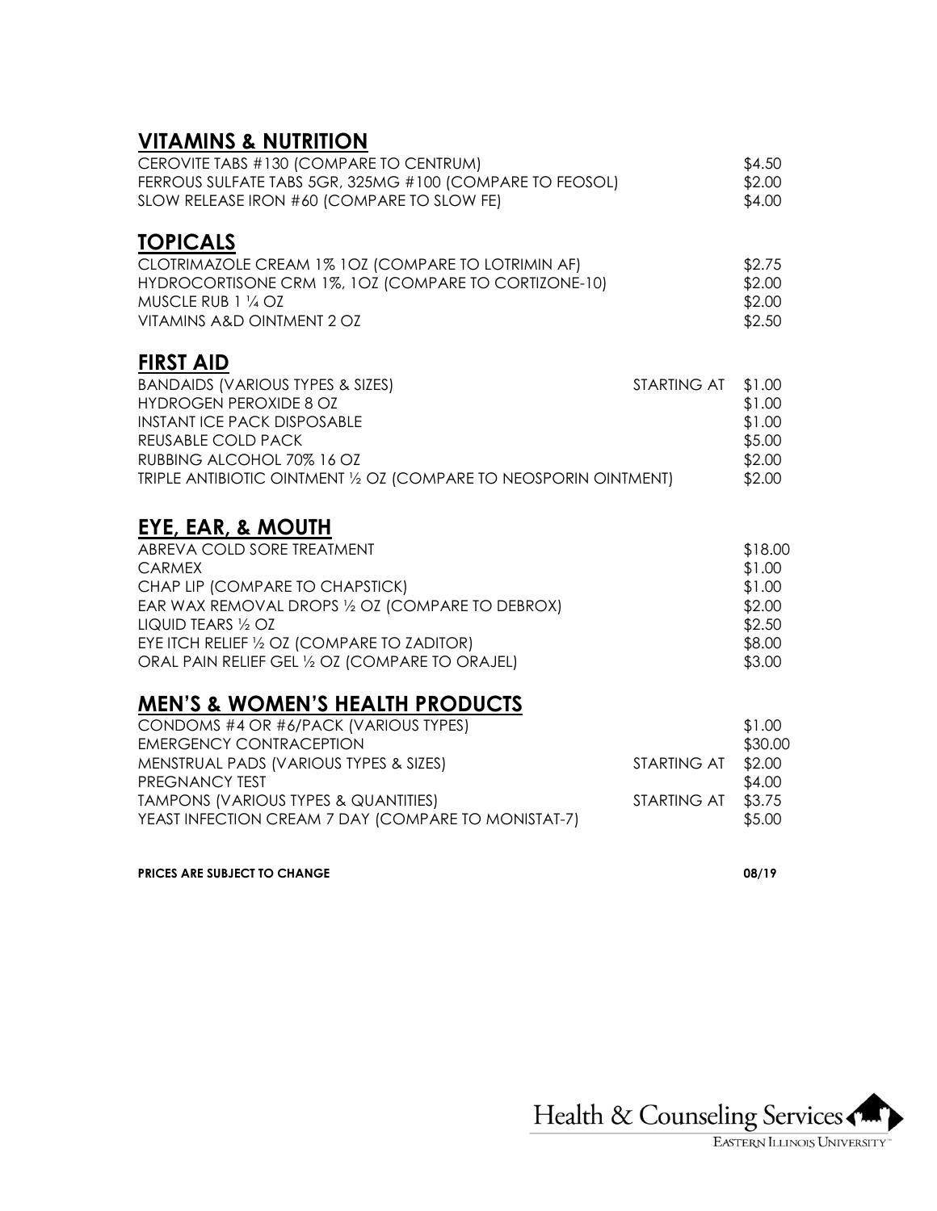## VITAMINS & NUTRITION

| | | |
|---|---|---|
| CEROVITE TABS #130 (COMPARE TO CENTRUM) | | $4.50 |
| FERROUS SULFATE TABS 5GR, 325MG #100 (COMPARE TO FEOSOL) | | $2.00 |
| SLOW RELEASE IRON #60 (COMPARE TO SLOW FE) | | $4.00 |

## TOPICALS

| | | |
|---|---|---|
| CLOTRIMAZOLE CREAM 1% 1OZ (COMPARE TO LOTRIMIN AF) | | $2.75 |
| HYDROCORTISONE CRM 1%, 1OZ (COMPARE TO CORTIZONE-10) | | $2.00 |
| MUSCLE RUB 1 ¼ OZ | | $2.00 |
| VITAMINS A&D OINTMENT 2 OZ | | $2.50 |

## FIRST AID

| | | |
|---|---|---|
| BANDAIDS (VARIOUS TYPES & SIZES) | STARTING AT | $1.00 |
| HYDROGEN PEROXIDE 8 OZ | | $1.00 |
| INSTANT ICE PACK DISPOSABLE | | $1.00 |
| REUSABLE COLD PACK | | $5.00 |
| RUBBING ALCOHOL 70% 16 OZ | | $2.00 |
| TRIPLE ANTIBIOTIC OINTMENT ½ OZ (COMPARE TO NEOSPORIN OINTMENT) | | $2.00 |

## EYE, EAR, & MOUTH

| | | |
|---|---|---|
| ABREVA COLD SORE TREATMENT | | $18.00 |
| CARMEX | | $1.00 |
| CHAP LIP (COMPARE TO CHAPSTICK) | | $1.00 |
| EAR WAX REMOVAL DROPS ½ OZ (COMPARE TO DEBROX) | | $2.00 |
| LIQUID TEARS ½ OZ | | $2.50 |
| EYE ITCH RELIEF ½ OZ (COMPARE TO ZADITOR) | | $8.00 |
| ORAL PAIN RELIEF GEL ½ OZ (COMPARE TO ORAJEL) | | $3.00 |

## MEN'S & WOMEN'S HEALTH PRODUCTS

| | | |
|---|---|---|
| CONDOMS #4 OR #6/PACK (VARIOUS TYPES) | | $1.00 |
| EMERGENCY CONTRACEPTION | | $30.00 |
| MENSTRUAL PADS (VARIOUS TYPES & SIZES) | STARTING AT | $2.00 |
| PREGNANCY TEST | | $4.00 |
| TAMPONS (VARIOUS TYPES & QUANTITIES) | STARTING AT | $3.75 |
| YEAST INFECTION CREAM 7 DAY (COMPARE TO MONISTAT-7) | | $5.00 |

**PRICES ARE SUBJECT TO CHANGE** **08/19**

Health & Counseling Services
EASTERN ILLINOIS UNIVERSITY